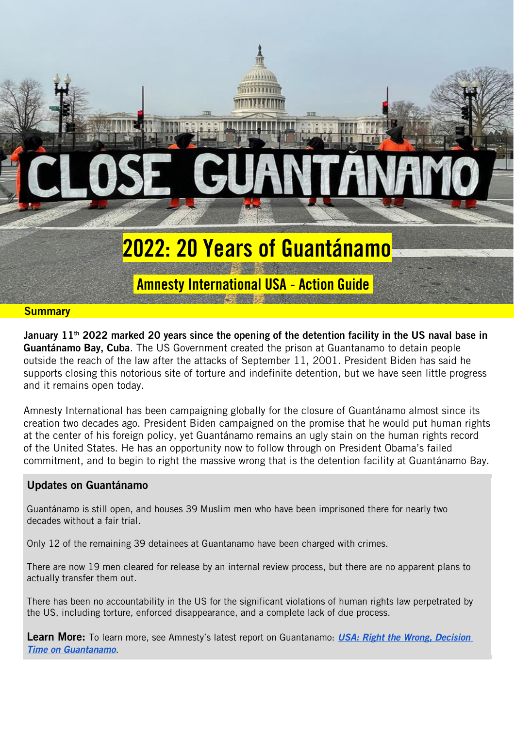# 2022: 20 Years of Guantánamo

## Amnesty International USA - Action Guide

### Summary

**January 11th 2022 marked 20 years since the opening of the detention facility in the US naval base in Guantánamo Bay, Cuba**. The US Government created the prison at Guantanamo to detain people outside the reach of the law after the attacks of September 11, 2001. President Biden has said he supports closing this notorious site of torture and indefinite detention, but we have seen little progress and it remains open today.

Amnesty International has been campaigning globally for the closure of Guantánamo almost since its creation two decades ago. President Biden campaigned on the promise that he would put human rights at the center of his foreign policy, yet Guantánamo remains an ugly stain on the human rights record of the United States. He has an opportunity now to follow through on President Obama's failed commitment, and to begin to right the massive wrong that is the detention facility at Guantánamo Bay.

### Updates on Guantánamo

Guantánamo is still open, and houses 39 Muslim men who have been imprisoned there for nearly two decades without a fair trial.

Only 12 of the remaining 39 detainees at Guantanamo have been charged with crimes.

There are now 19 men cleared for release by an internal review process, but there are no apparent plans to actually transfer them out.

There has been no accountability in the US for the significant violations of human rights law perpetrated by the US, including torture, enforced disappearance, and a complete lack of due process.

**Learn More:** To learn more, see Amnesty's latest report on Guantanamo: ***USA: Right the Wrong, Decision Time on Guantanamo***.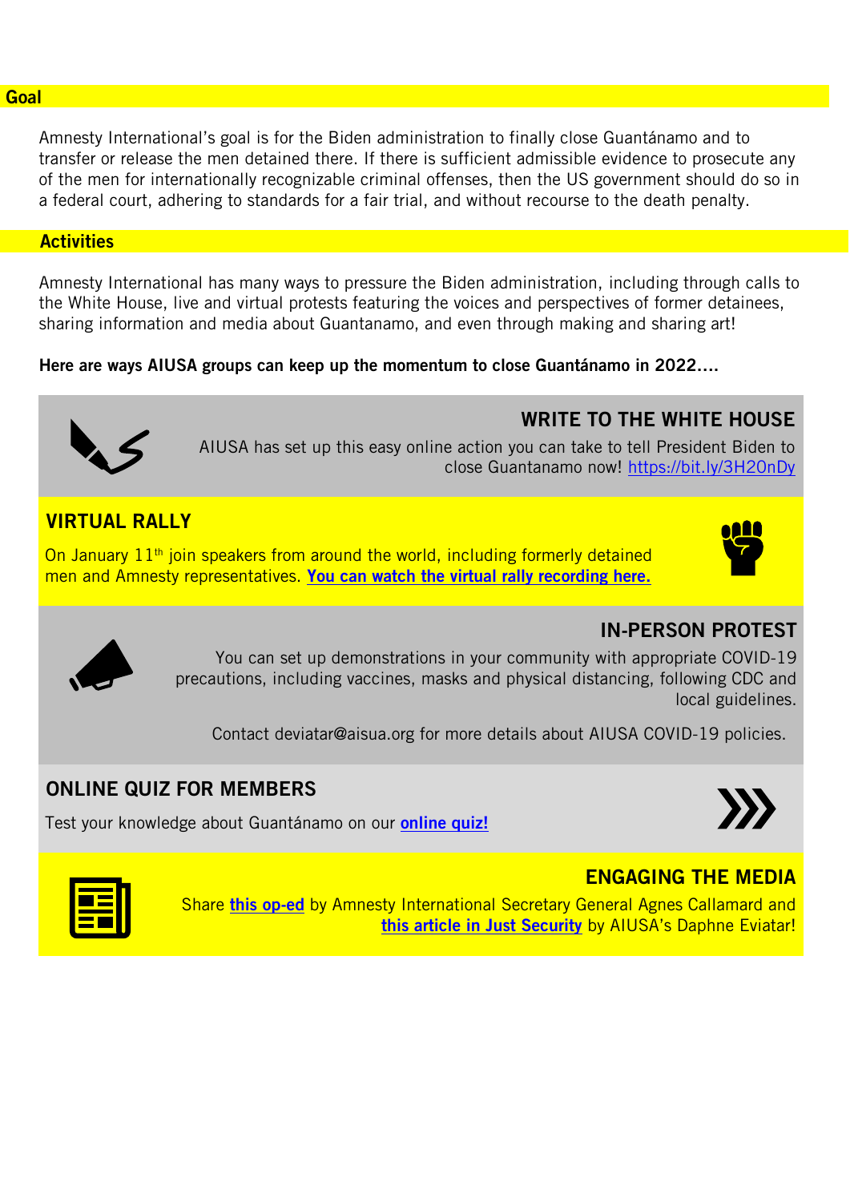## Goal

Amnesty International's goal is for the Biden administration to finally close Guantánamo and to transfer or release the men detained there. If there is sufficient admissible evidence to prosecute any of the men for internationally recognizable criminal offenses, then the US government should do so in a federal court, adhering to standards for a fair trial, and without recourse to the death penalty.

## Activities

Amnesty International has many ways to pressure the Biden administration, including through calls to the White House, live and virtual protests featuring the voices and perspectives of former detainees, sharing information and media about Guantanamo, and even through making and sharing art!

**Here are ways AIUSA groups can keep up the momentum to close Guantánamo in 2022….**

### WRITE TO THE WHITE HOUSE

AIUSA has set up this easy online action you can take to tell President Biden to close Guantanamo now! https://bit.ly/3H2OnDy

### VIRTUAL RALLY

On January 11th join speakers from around the world, including formerly detained men and Amnesty representatives. **You can watch the virtual rally recording here.**

### IN-PERSON PROTEST

You can set up demonstrations in your community with appropriate COVID-19 precautions, including vaccines, masks and physical distancing, following CDC and local guidelines.

Contact deviatar@aisua.org for more details about AIUSA COVID-19 policies.

### ONLINE QUIZ FOR MEMBERS

Test your knowledge about Guantánamo on our **online quiz!**

### ENGAGING THE MEDIA

Share **this op-ed** by Amnesty International Secretary General Agnes Callamard and **this article in Just Security** by AIUSA's Daphne Eviatar!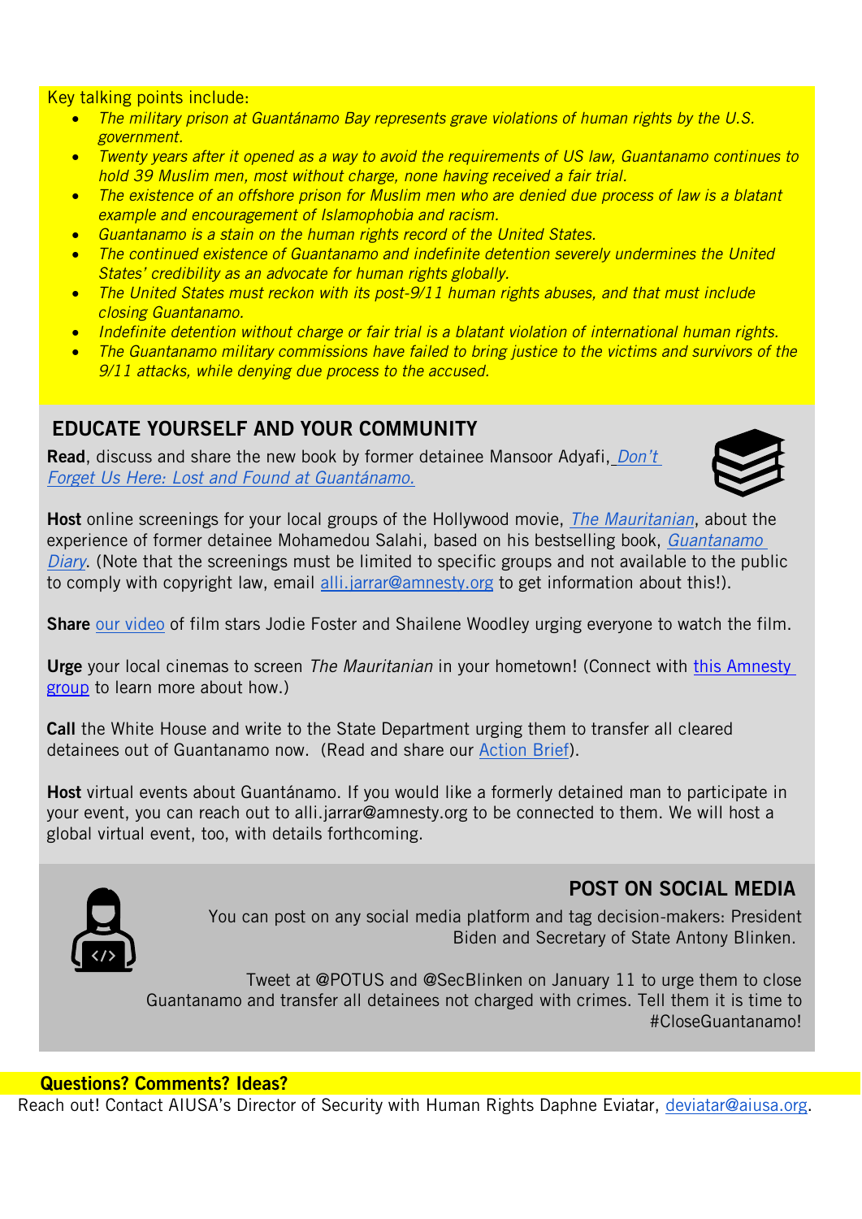Key talking points include:

- *The military prison at Guantánamo Bay represents grave violations of human rights by the U.S. government.*
- *Twenty years after it opened as a way to avoid the requirements of US law, Guantanamo continues to hold 39 Muslim men, most without charge, none having received a fair trial.*
- *The existence of an offshore prison for Muslim men who are denied due process of law is a blatant example and encouragement of Islamophobia and racism.*
- *Guantanamo is a stain on the human rights record of the United States.*
- *The continued existence of Guantanamo and indefinite detention severely undermines the United States' credibility as an advocate for human rights globally.*
- *The United States must reckon with its post-9/11 human rights abuses, and that must include closing Guantanamo.*
- *Indefinite detention without charge or fair trial is a blatant violation of international human rights.*
- *The Guantanamo military commissions have failed to bring justice to the victims and survivors of the 9/11 attacks, while denying due process to the accused.*

## EDUCATE YOURSELF AND YOUR COMMUNITY

**Read**, discuss and share the new book by former detainee Mansoor Adyafi, *Don't Forget Us Here: Lost and Found at Guantánamo.*

**Host** online screenings for your local groups of the Hollywood movie, *The Mauritanian*, about the experience of former detainee Mohamedou Salahi, based on his bestselling book, *Guantanamo Diary*. (Note that the screenings must be limited to specific groups and not available to the public to comply with copyright law, email alli.jarrar@amnesty.org to get information about this!).

**Share** our video of film stars Jodie Foster and Shailene Woodley urging everyone to watch the film.

**Urge** your local cinemas to screen *The Mauritanian* in your hometown! (Connect with this Amnesty group to learn more about how.)

**Call** the White House and write to the State Department urging them to transfer all cleared detainees out of Guantanamo now. (Read and share our Action Brief).

**Host** virtual events about Guantánamo. If you would like a formerly detained man to participate in your event, you can reach out to alli.jarrar@amnesty.org to be connected to them. We will host a global virtual event, too, with details forthcoming.

## POST ON SOCIAL MEDIA

You can post on any social media platform and tag decision-makers: President Biden and Secretary of State Antony Blinken.

Tweet at @POTUS and @SecBlinken on January 11 to urge them to close Guantanamo and transfer all detainees not charged with crimes. Tell them it is time to #CloseGuantanamo!

**Questions? Comments? Ideas?**

Reach out! Contact AIUSA's Director of Security with Human Rights Daphne Eviatar, deviatar@aiusa.org.